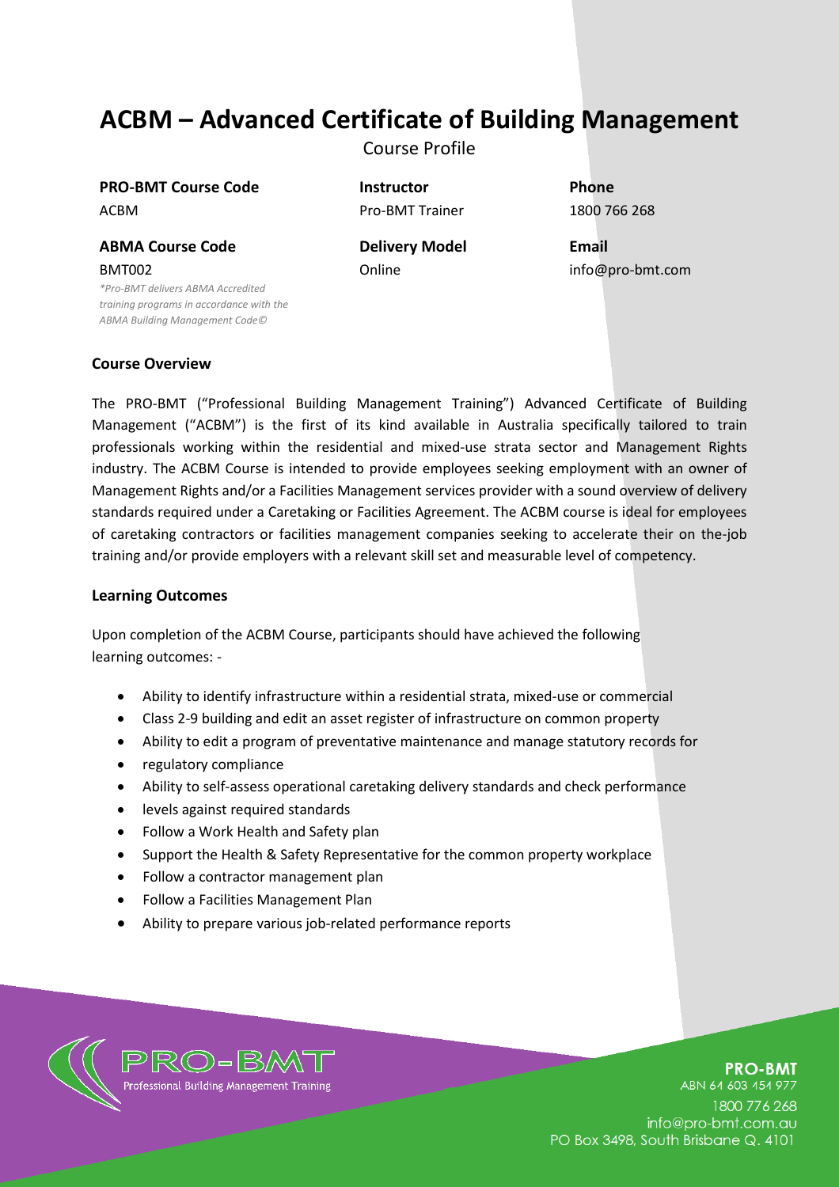# ACBM – Advanced Certificate of Building Management

Course Profile

**PRO-BMT Course Code**
ACBM

**ABMA Course Code**
BMT002
*\*Pro-BMT delivers ABMA Accredited training programs in accordance with the ABMA Building Management Code©*

**Instructor**
Pro-BMT Trainer

**Delivery Model**
Online

**Phone**
1800 766 268

**Email**
info@pro-bmt.com

## Course Overview

The PRO-BMT ("Professional Building Management Training") Advanced Certificate of Building Management ("ACBM") is the first of its kind available in Australia specifically tailored to train professionals working within the residential and mixed-use strata sector and Management Rights industry. The ACBM Course is intended to provide employees seeking employment with an owner of Management Rights and/or a Facilities Management services provider with a sound overview of delivery standards required under a Caretaking or Facilities Agreement. The ACBM course is ideal for employees of caretaking contractors or facilities management companies seeking to accelerate their on the-job training and/or provide employers with a relevant skill set and measurable level of competency.

## Learning Outcomes

Upon completion of the ACBM Course, participants should have achieved the following learning outcomes: -

- Ability to identify infrastructure within a residential strata, mixed-use or commercial
- Class 2-9 building and edit an asset register of infrastructure on common property
- Ability to edit a program of preventative maintenance and manage statutory records for
- regulatory compliance
- Ability to self-assess operational caretaking delivery standards and check performance
- levels against required standards
- Follow a Work Health and Safety plan
- Support the Health & Safety Representative for the common property workplace
- Follow a contractor management plan
- Follow a Facilities Management Plan
- Ability to prepare various job-related performance reports

PRO-BMT
Professional Building Management Training

**PRO-BMT**
ABN 64 603 454 977
1800 776 268
info@pro-bmt.com.au
PO Box 3498, South Brisbane Q. 4101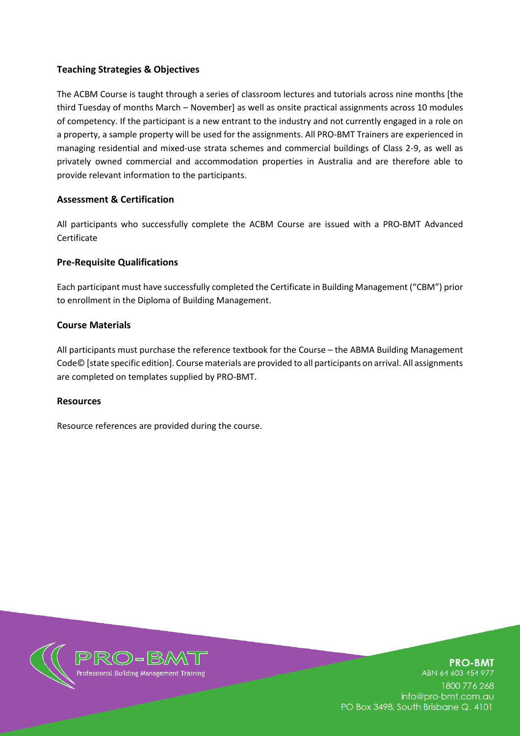### Teaching Strategies & Objectives

The ACBM Course is taught through a series of classroom lectures and tutorials across nine months [the third Tuesday of months March – November] as well as onsite practical assignments across 10 modules of competency. If the participant is a new entrant to the industry and not currently engaged in a role on a property, a sample property will be used for the assignments. All PRO-BMT Trainers are experienced in managing residential and mixed-use strata schemes and commercial buildings of Class 2-9, as well as privately owned commercial and accommodation properties in Australia and are therefore able to provide relevant information to the participants.

### Assessment & Certification

All participants who successfully complete the ACBM Course are issued with a PRO-BMT Advanced Certificate

### Pre-Requisite Qualifications

Each participant must have successfully completed the Certificate in Building Management ("CBM") prior to enrollment in the Diploma of Building Management.

### Course Materials

All participants must purchase the reference textbook for the Course – the ABMA Building Management Code© [state specific edition]. Course materials are provided to all participants on arrival. All assignments are completed on templates supplied by PRO-BMT.

### Resources

Resource references are provided during the course.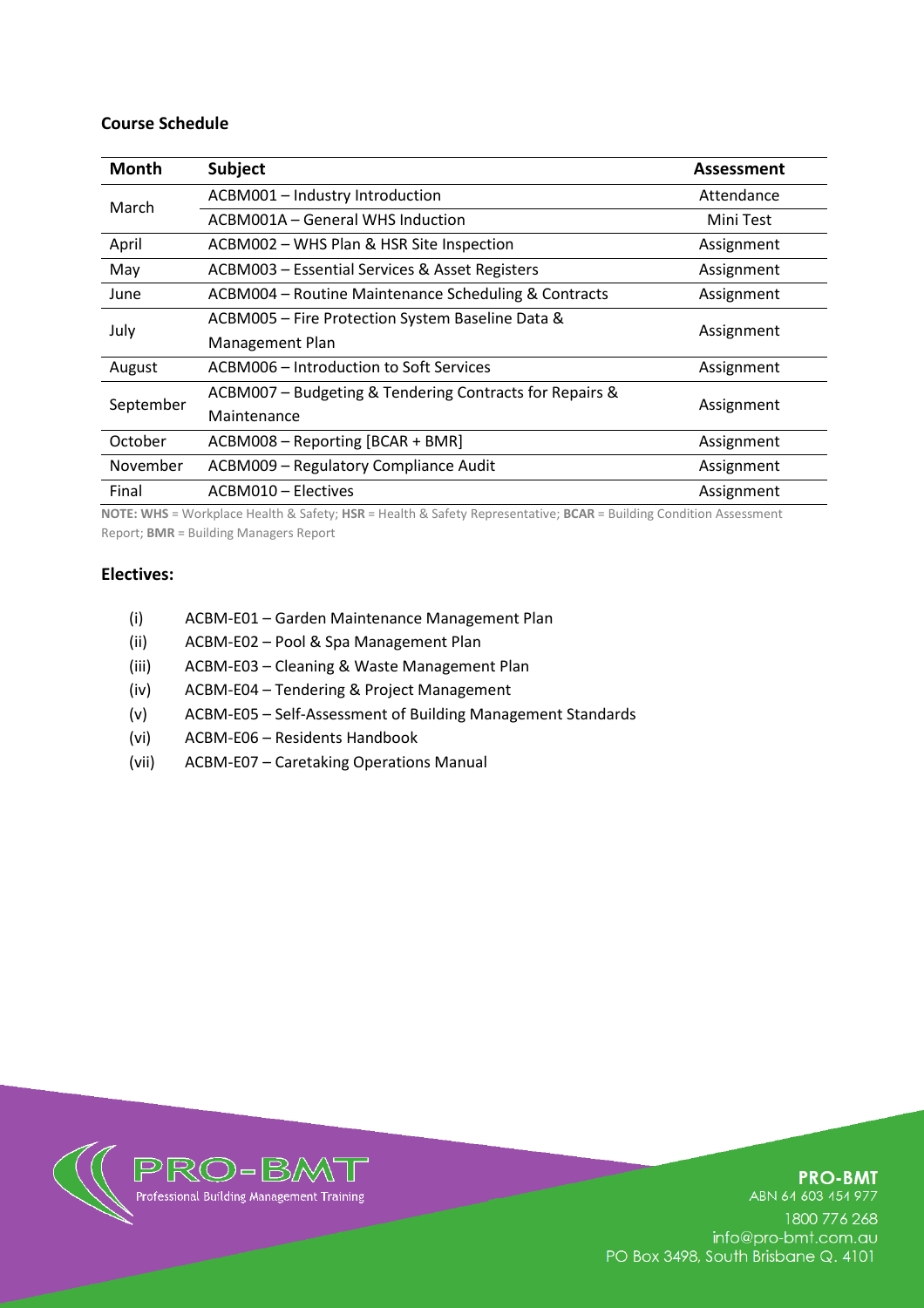**Course Schedule**

| Month | Subject | Assessment |
|---|---|---|
| March | ACBM001 – Industry Introduction | Attendance |
| | ACBM001A – General WHS Induction | Mini Test |
| April | ACBM002 – WHS Plan & HSR Site Inspection | Assignment |
| May | ACBM003 – Essential Services & Asset Registers | Assignment |
| June | ACBM004 – Routine Maintenance Scheduling & Contracts | Assignment |
| July | ACBM005 – Fire Protection System Baseline Data & Management Plan | Assignment |
| August | ACBM006 – Introduction to Soft Services | Assignment |
| September | ACBM007 – Budgeting & Tendering Contracts for Repairs & Maintenance | Assignment |
| October | ACBM008 – Reporting [BCAR + BMR] | Assignment |
| November | ACBM009 – Regulatory Compliance Audit | Assignment |
| Final | ACBM010 – Electives | Assignment |

**NOTE: WHS** = Workplace Health & Safety; **HSR** = Health & Safety Representative; **BCAR** = Building Condition Assessment Report; **BMR** = Building Managers Report

**Electives:**

- (i) ACBM-E01 – Garden Maintenance Management Plan
- (ii) ACBM-E02 – Pool & Spa Management Plan
- (iii) ACBM-E03 – Cleaning & Waste Management Plan
- (iv) ACBM-E04 – Tendering & Project Management
- (v) ACBM-E05 – Self-Assessment of Building Management Standards
- (vi) ACBM-E06 – Residents Handbook
- (vii) ACBM-E07 – Caretaking Operations Manual

PRO-BMT
Professional Building Management Training

**PRO-BMT**
ABN 64 603 454 977
1800 776 268
info@pro-bmt.com.au
PO Box 3498, South Brisbane Q. 4101